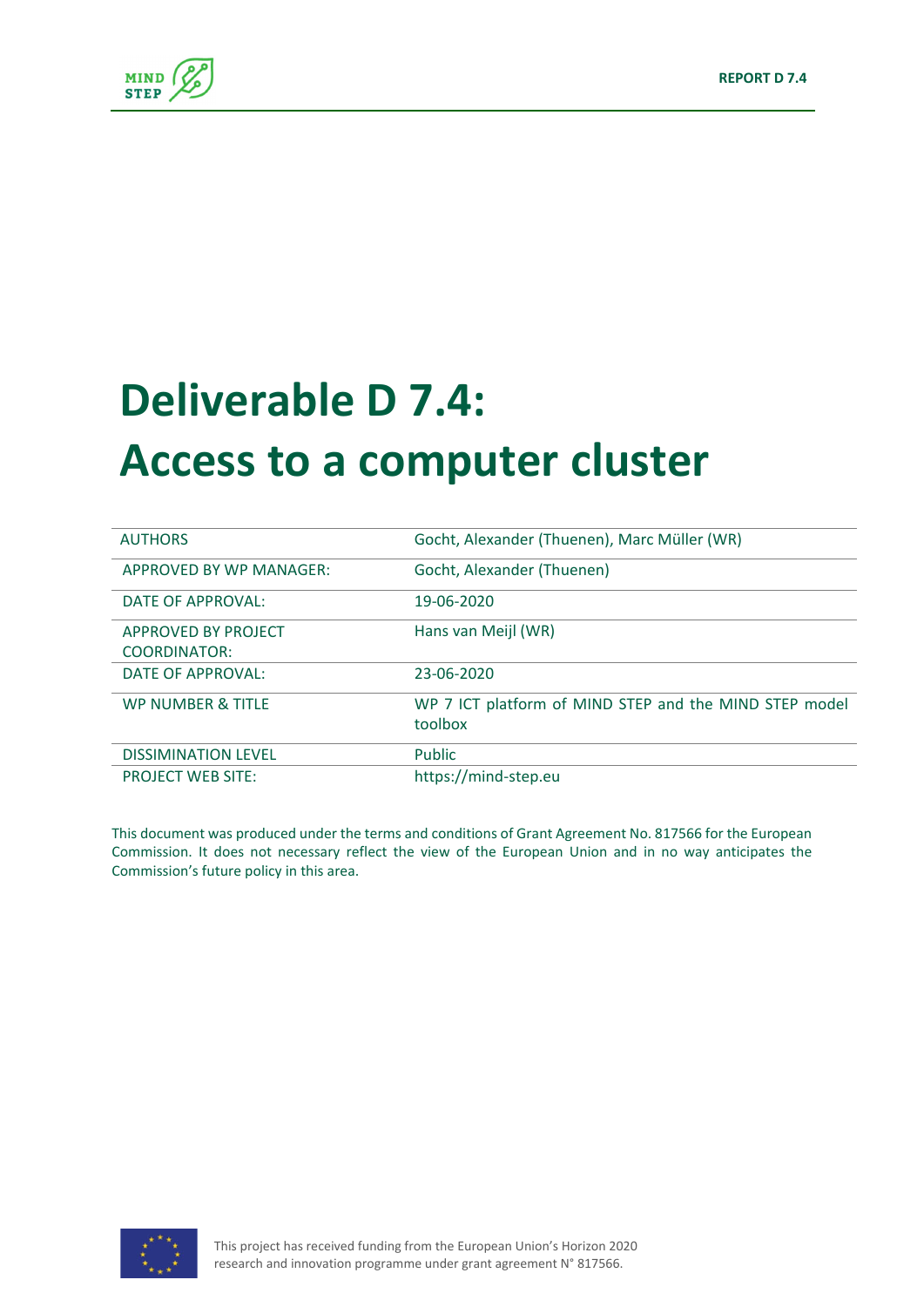# Deliverable D 7.4:
# Access to a computer cluster

| AUTHORS | Gocht, Alexander (Thuenen), Marc Müller (WR) |
|---|---|
| APPROVED BY WP MANAGER: | Gocht, Alexander (Thuenen) |
| DATE OF APPROVAL: | 19-06-2020 |
| APPROVED BY PROJECT COORDINATOR: | Hans van Meijl (WR) |
| DATE OF APPROVAL: | 23-06-2020 |
| WP NUMBER & TITLE | WP 7 ICT platform of MIND STEP and the MIND STEP model toolbox |
| DISSIMINATION LEVEL | Public |
| PROJECT WEB SITE: | https://mind-step.eu |

This document was produced under the terms and conditions of Grant Agreement No. 817566 for the European Commission. It does not necessary reflect the view of the European Union and in no way anticipates the Commission's future policy in this area.

This project has received funding from the European Union's Horizon 2020 research and innovation programme under grant agreement N° 817566.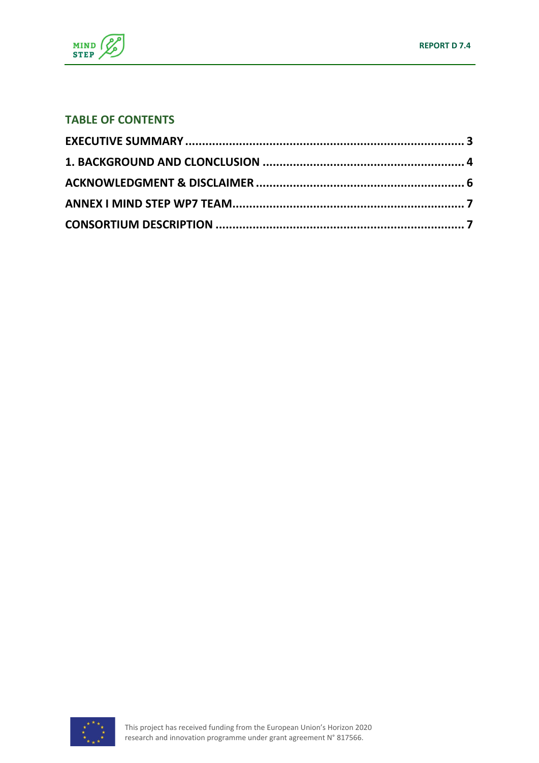## TABLE OF CONTENTS

**EXECUTIVE SUMMARY ................................................................................ 3**

**1. BACKGROUND AND CLONCLUSION ........................................................ 4**

**ACKNOWLEDGMENT & DISCLAIMER .......................................................... 6**

**ANNEX I MIND STEP WP7 TEAM.................................................................. 7**

**CONSORTIUM DESCRIPTION ...................................................................... 7**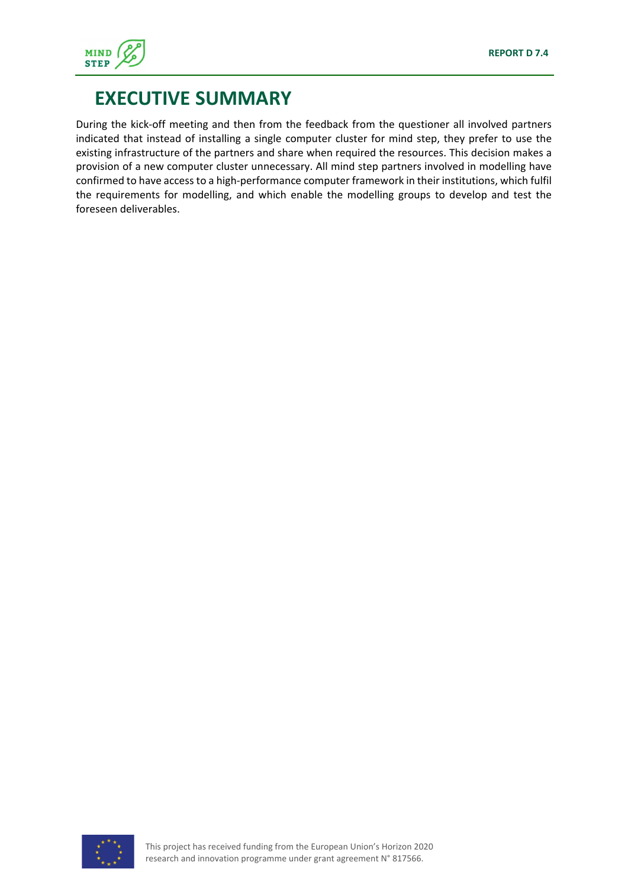# EXECUTIVE SUMMARY

During the kick-off meeting and then from the feedback from the questioner all involved partners indicated that instead of installing a single computer cluster for mind step, they prefer to use the existing infrastructure of the partners and share when required the resources. This decision makes a provision of a new computer cluster unnecessary. All mind step partners involved in modelling have confirmed to have access to a high-performance computer framework in their institutions, which fulfil the requirements for modelling, and which enable the modelling groups to develop and test the foreseen deliverables.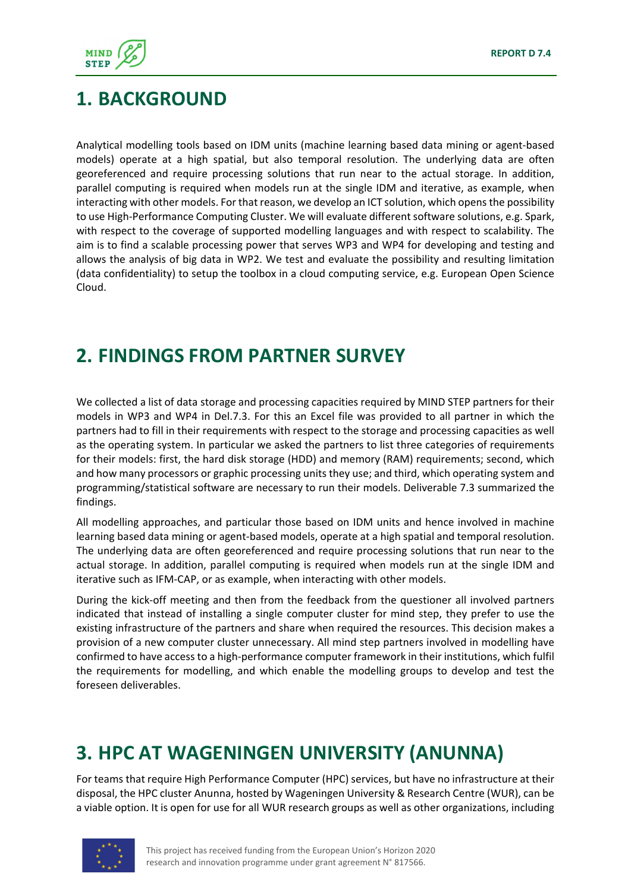# 1. BACKGROUND

Analytical modelling tools based on IDM units (machine learning based data mining or agent-based models) operate at a high spatial, but also temporal resolution. The underlying data are often georeferenced and require processing solutions that run near to the actual storage. In addition, parallel computing is required when models run at the single IDM and iterative, as example, when interacting with other models. For that reason, we develop an ICT solution, which opens the possibility to use High-Performance Computing Cluster. We will evaluate different software solutions, e.g. Spark, with respect to the coverage of supported modelling languages and with respect to scalability. The aim is to find a scalable processing power that serves WP3 and WP4 for developing and testing and allows the analysis of big data in WP2. We test and evaluate the possibility and resulting limitation (data confidentiality) to setup the toolbox in a cloud computing service, e.g. European Open Science Cloud.

# 2. FINDINGS FROM PARTNER SURVEY

We collected a list of data storage and processing capacities required by MIND STEP partners for their models in WP3 and WP4 in Del.7.3. For this an Excel file was provided to all partner in which the partners had to fill in their requirements with respect to the storage and processing capacities as well as the operating system. In particular we asked the partners to list three categories of requirements for their models: first, the hard disk storage (HDD) and memory (RAM) requirements; second, which and how many processors or graphic processing units they use; and third, which operating system and programming/statistical software are necessary to run their models. Deliverable 7.3 summarized the findings.

All modelling approaches, and particular those based on IDM units and hence involved in machine learning based data mining or agent-based models, operate at a high spatial and temporal resolution. The underlying data are often georeferenced and require processing solutions that run near to the actual storage. In addition, parallel computing is required when models run at the single IDM and iterative such as IFM-CAP, or as example, when interacting with other models.

During the kick-off meeting and then from the feedback from the questioner all involved partners indicated that instead of installing a single computer cluster for mind step, they prefer to use the existing infrastructure of the partners and share when required the resources. This decision makes a provision of a new computer cluster unnecessary. All mind step partners involved in modelling have confirmed to have access to a high-performance computer framework in their institutions, which fulfil the requirements for modelling, and which enable the modelling groups to develop and test the foreseen deliverables.

# 3. HPC AT WAGENINGEN UNIVERSITY (ANUNNA)

For teams that require High Performance Computer (HPC) services, but have no infrastructure at their disposal, the HPC cluster Anunna, hosted by Wageningen University & Research Centre (WUR), can be a viable option. It is open for use for all WUR research groups as well as other organizations, including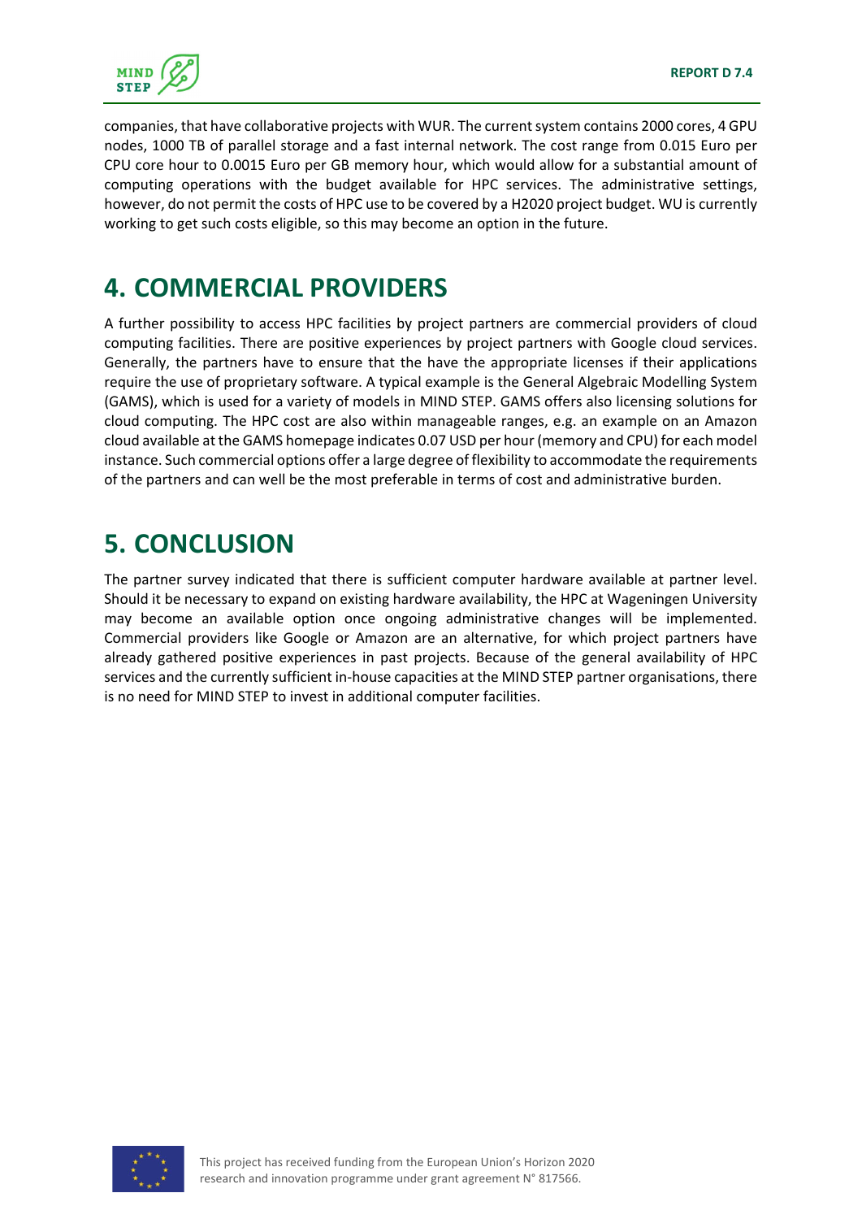companies, that have collaborative projects with WUR. The current system contains 2000 cores, 4 GPU nodes, 1000 TB of parallel storage and a fast internal network. The cost range from 0.015 Euro per CPU core hour to 0.0015 Euro per GB memory hour, which would allow for a substantial amount of computing operations with the budget available for HPC services. The administrative settings, however, do not permit the costs of HPC use to be covered by a H2020 project budget. WU is currently working to get such costs eligible, so this may become an option in the future.

# 4. COMMERCIAL PROVIDERS

A further possibility to access HPC facilities by project partners are commercial providers of cloud computing facilities. There are positive experiences by project partners with Google cloud services. Generally, the partners have to ensure that the have the appropriate licenses if their applications require the use of proprietary software. A typical example is the General Algebraic Modelling System (GAMS), which is used for a variety of models in MIND STEP. GAMS offers also licensing solutions for cloud computing. The HPC cost are also within manageable ranges, e.g. an example on an Amazon cloud available at the GAMS homepage indicates 0.07 USD per hour (memory and CPU) for each model instance. Such commercial options offer a large degree of flexibility to accommodate the requirements of the partners and can well be the most preferable in terms of cost and administrative burden.

# 5. CONCLUSION

The partner survey indicated that there is sufficient computer hardware available at partner level. Should it be necessary to expand on existing hardware availability, the HPC at Wageningen University may become an available option once ongoing administrative changes will be implemented. Commercial providers like Google or Amazon are an alternative, for which project partners have already gathered positive experiences in past projects. Because of the general availability of HPC services and the currently sufficient in-house capacities at the MIND STEP partner organisations, there is no need for MIND STEP to invest in additional computer facilities.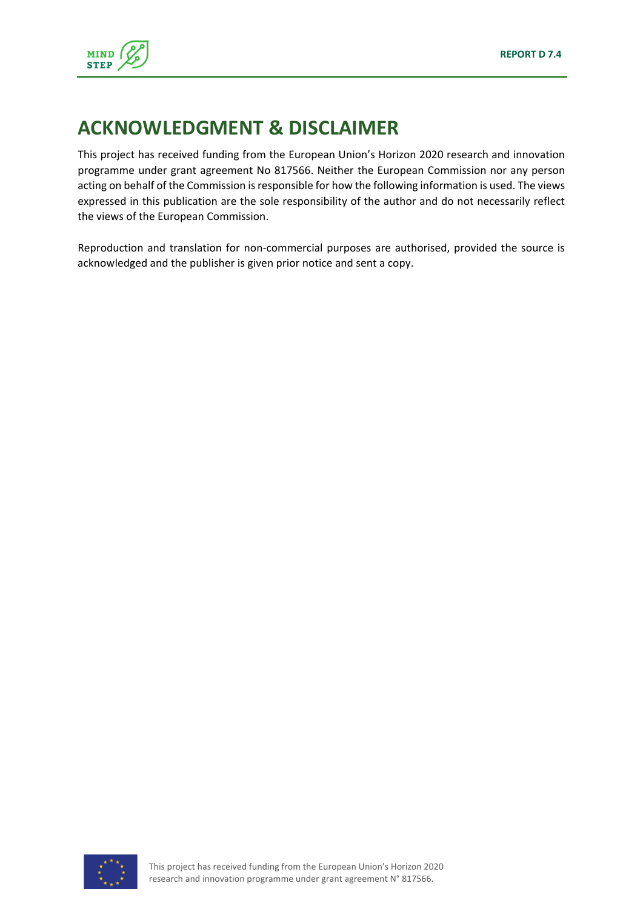# ACKNOWLEDGMENT & DISCLAIMER

This project has received funding from the European Union's Horizon 2020 research and innovation programme under grant agreement No 817566. Neither the European Commission nor any person acting on behalf of the Commission is responsible for how the following information is used. The views expressed in this publication are the sole responsibility of the author and do not necessarily reflect the views of the European Commission.

Reproduction and translation for non-commercial purposes are authorised, provided the source is acknowledged and the publisher is given prior notice and sent a copy.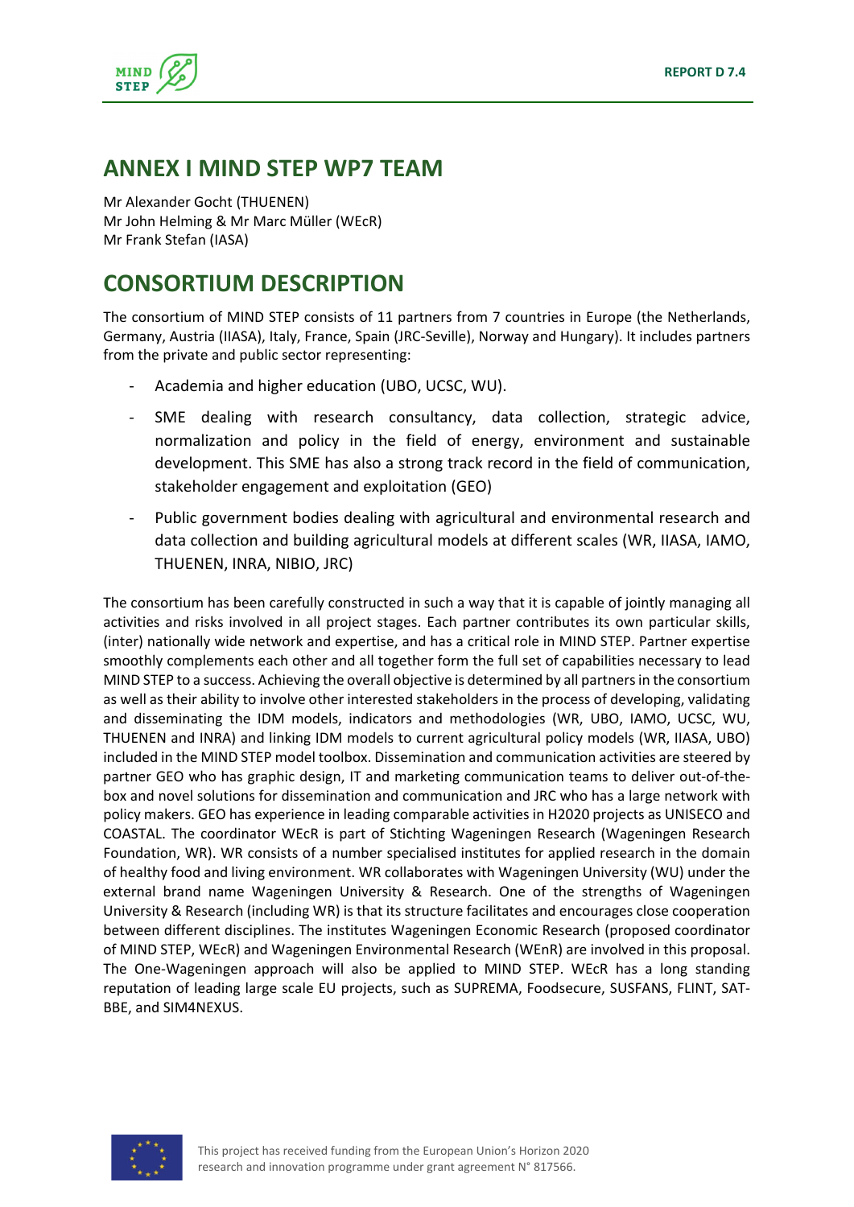# ANNEX I MIND STEP WP7 TEAM

Mr Alexander Gocht (THUENEN)
Mr John Helming & Mr Marc Müller (WEcR)
Mr Frank Stefan (IASA)

# CONSORTIUM DESCRIPTION

The consortium of MIND STEP consists of 11 partners from 7 countries in Europe (the Netherlands, Germany, Austria (IIASA), Italy, France, Spain (JRC-Seville), Norway and Hungary). It includes partners from the private and public sector representing:

- Academia and higher education (UBO, UCSC, WU).
- SME dealing with research consultancy, data collection, strategic advice, normalization and policy in the field of energy, environment and sustainable development. This SME has also a strong track record in the field of communication, stakeholder engagement and exploitation (GEO)
- Public government bodies dealing with agricultural and environmental research and data collection and building agricultural models at different scales (WR, IIASA, IAMO, THUENEN, INRA, NIBIO, JRC)

The consortium has been carefully constructed in such a way that it is capable of jointly managing all activities and risks involved in all project stages. Each partner contributes its own particular skills, (inter) nationally wide network and expertise, and has a critical role in MIND STEP. Partner expertise smoothly complements each other and all together form the full set of capabilities necessary to lead MIND STEP to a success. Achieving the overall objective is determined by all partners in the consortium as well as their ability to involve other interested stakeholders in the process of developing, validating and disseminating the IDM models, indicators and methodologies (WR, UBO, IAMO, UCSC, WU, THUENEN and INRA) and linking IDM models to current agricultural policy models (WR, IIASA, UBO) included in the MIND STEP model toolbox. Dissemination and communication activities are steered by partner GEO who has graphic design, IT and marketing communication teams to deliver out-of-the-box and novel solutions for dissemination and communication and JRC who has a large network with policy makers. GEO has experience in leading comparable activities in H2020 projects as UNISECO and COASTAL. The coordinator WEcR is part of Stichting Wageningen Research (Wageningen Research Foundation, WR). WR consists of a number specialised institutes for applied research in the domain of healthy food and living environment. WR collaborates with Wageningen University (WU) under the external brand name Wageningen University & Research. One of the strengths of Wageningen University & Research (including WR) is that its structure facilitates and encourages close cooperation between different disciplines. The institutes Wageningen Economic Research (proposed coordinator of MIND STEP, WEcR) and Wageningen Environmental Research (WEnR) are involved in this proposal. The One-Wageningen approach will also be applied to MIND STEP. WEcR has a long standing reputation of leading large scale EU projects, such as SUPREMA, Foodsecure, SUSFANS, FLINT, SAT-BBE, and SIM4NEXUS.